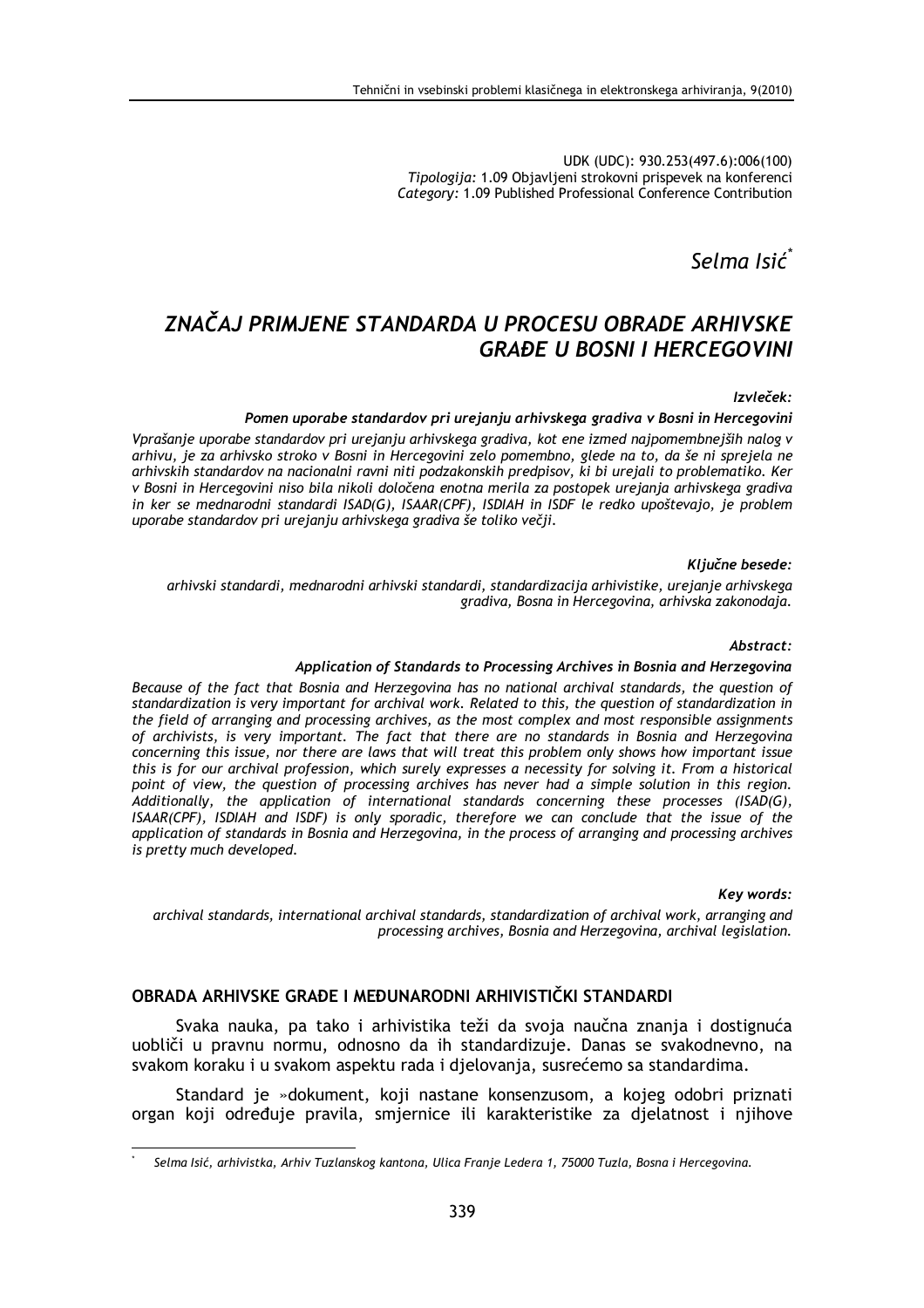UDK (UDC): 930.253(497.6):006(100)
*Tipologija:* 1.09 Objavljeni strokovni prispevek na konferenci
*Category:* 1.09 Published Professional Conference Contribution

*Selma Isić*[*]

# *ZNAČAJ PRIMJENE STANDARDA U PROCESU OBRADE ARHIVSKE GRAĐE U BOSNI I HERCEGOVINI*

***Izvleček:***

***Pomen uporabe standardov pri urejanju arhivskega gradiva v Bosni in Hercegovini***

*Vprašanje uporabe standardov pri urejanju arhivskega gradiva, kot ene izmed najpomembnejših nalog v arhivu, je za arhivsko stroko v Bosni in Hercegovini zelo pomembno, glede na to, da še ni sprejela ne arhivskih standardov na nacionalni ravni niti podzakonskih predpisov, ki bi urejali to problematiko. Ker v Bosni in Hercegovini niso bila nikoli določena enotna merila za postopek urejanja arhivskega gradiva in ker se mednarodni standardi ISAD(G), ISAAR(CPF), ISDIAH in ISDF le redko upoštevajo, je problem uporabe standardov pri urejanju arhivskega gradiva še toliko večji.*

***Ključne besede:***

*arhivski standardi, mednarodni arhivski standardi, standardizacija arhivistike, urejanje arhivskega gradiva, Bosna in Hercegovina, arhivska zakonodaja.*

***Abstract:***

***Application of Standards to Processing Archives in Bosnia and Herzegovina***

*Because of the fact that Bosnia and Herzegovina has no national archival standards, the question of standardization is very important for archival work. Related to this, the question of standardization in the field of arranging and processing archives, as the most complex and most responsible assignments of archivists, is very important. The fact that there are no standards in Bosnia and Herzegovina concerning this issue, nor there are laws that will treat this problem only shows how important issue this is for our archival profession, which surely expresses a necessity for solving it. From a historical point of view, the question of processing archives has never had a simple solution in this region. Additionally, the application of international standards concerning these processes (ISAD(G), ISAAR(CPF), ISDIAH and ISDF) is only sporadic, therefore we can conclude that the issue of the application of standards in Bosnia and Herzegovina, in the process of arranging and processing archives is pretty much developed.*

***Key words:***

*archival standards, international archival standards, standardization of archival work, arranging and processing archives, Bosnia and Herzegovina, archival legislation.*

## OBRADA ARHIVSKE GRAĐE I MEĐUNARODNI ARHIVISTIČKI STANDARDI

Svaka nauka, pa tako i arhivistika teži da svoja naučna znanja i dostignuća uobliči u pravnu normu, odnosno da ih standardizuje. Danas se svakodnevno, na svakom koraku i u svakom aspektu rada i djelovanja, susrećemo sa standardima.

Standard je »dokument, koji nastane konsenzusom, a kojeg odobri priznati organ koji određuje pravila, smjernice ili karakteristike za djelatnost i njihove

[*] *Selma Isić, arhivistka, Arhiv Tuzlanskog kantona, Ulica Franje Ledera 1, 75000 Tuzla, Bosna i Hercegovina.*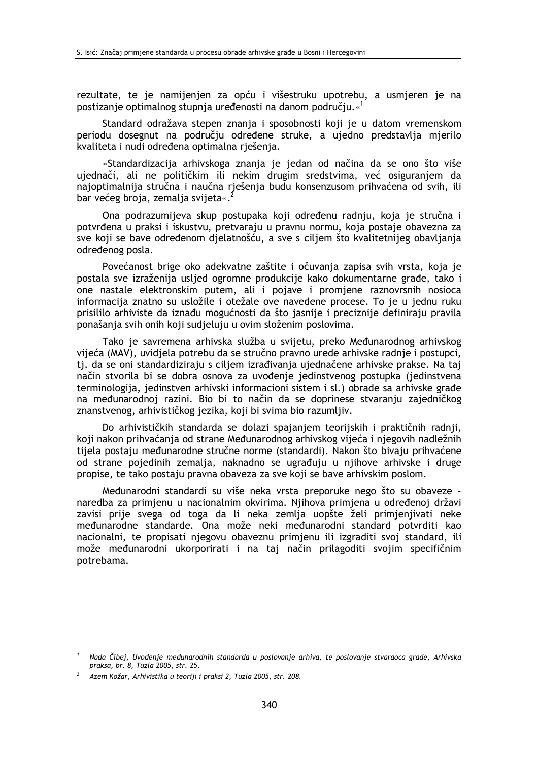rezultate, te je namijenjen za opću i višestruku upotrebu, a usmjeren je na postizanje optimalnog stupnja uređenosti na danom području.«[1]

Standard odražava stepen znanja i sposobnosti koji je u datom vremenskom periodu dosegnut na području određene struke, a ujedno predstavlja mjerilo kvaliteta i nudi određena optimalna rješenja.

»Standardizacija arhivskoga znanja je jedan od načina da se ono što više ujednači, ali ne političkim ili nekim drugim sredstvima, već osiguranjem da najoptimalnija stručna i naučna rješenja budu konsenzusom prihvaćena od svih, ili bar većeg broja, zemalja svijeta«.[2]

Ona podrazumijeva skup postupaka koji određenu radnju, koja je stručna i potvrđena u praksi i iskustvu, pretvaraju u pravnu normu, koja postaje obavezna za sve koji se bave određenom djelatnošću, a sve s ciljem što kvalitetnijeg obavljanja određenog posla.

Povećanost brige oko adekvatne zaštite i očuvanja zapisa svih vrsta, koja je postala sve izraženija usljed ogromne produkcije kako dokumentarne građe, tako i one nastale elektronskim putem, ali i pojave i promjene raznovrsnih nosioca informacija znatno su usložile i otežale ove navedene procese. To je u jednu ruku prisililo arhiviste da iznađu mogućnosti da što jasnije i preciznije definiraju pravila ponašanja svih onih koji sudjeluju u ovim složenim poslovima.

Tako je savremena arhivska služba u svijetu, preko Međunarodnog arhivskog vijeća (MAV), uvidjela potrebu da se stručno pravno urede arhivske radnje i postupci, tj. da se oni standardiziraju s ciljem izrađivanja ujednačene arhivske prakse. Na taj način stvorila bi se dobra osnova za uvođenje jedinstvenog postupka (jedinstvena terminologija, jedinstven arhivski informacioni sistem i sl.) obrade sa arhivske građe na međunarodnoj razini. Bio bi to način da se doprinese stvaranju zajedničkog znanstvenog, arhivističkog jezika, koji bi svima bio razumljiv.

Do arhivističkih standarda se dolazi spajanjem teorijskih i praktičnih radnji, koji nakon prihvaćanja od strane Međunarodnog arhivskog vijeća i njegovih nadležnih tijela postaju međunarodne stručne norme (standardi). Nakon što bivaju prihvaćene od strane pojedinih zemalja, naknadno se ugrađuju u njihove arhivske i druge propise, te tako postaju pravna obaveza za sve koji se bave arhivskim poslom.

Međunarodni standardi su više neka vrsta preporuke nego što su obaveze – naredba za primjenu u nacionalnim okvirima. Njihova primjena u određenoj državi zavisi prije svega od toga da li neka zemlja uopšte želi primjenjivati neke međunarodne standarde. Ona može neki međunarodni standard potvrditi kao nacionalni, te propisati njegovu obaveznu primjenu ili izgraditi svoj standard, ili može međunarodni ukorporirati i na taj način prilagoditi svojim specifičnim potrebama.

---

[1] *Nada Čibej, Uvođenje međunarodnih standarda u poslovanje arhiva, te poslovanje stvaraoca građe, Arhivska praksa, br. 8, Tuzla 2005, str. 25.*

[2] *Azem Kožar, Arhivistika u teoriji i praksi 2, Tuzla 2005, str. 208.*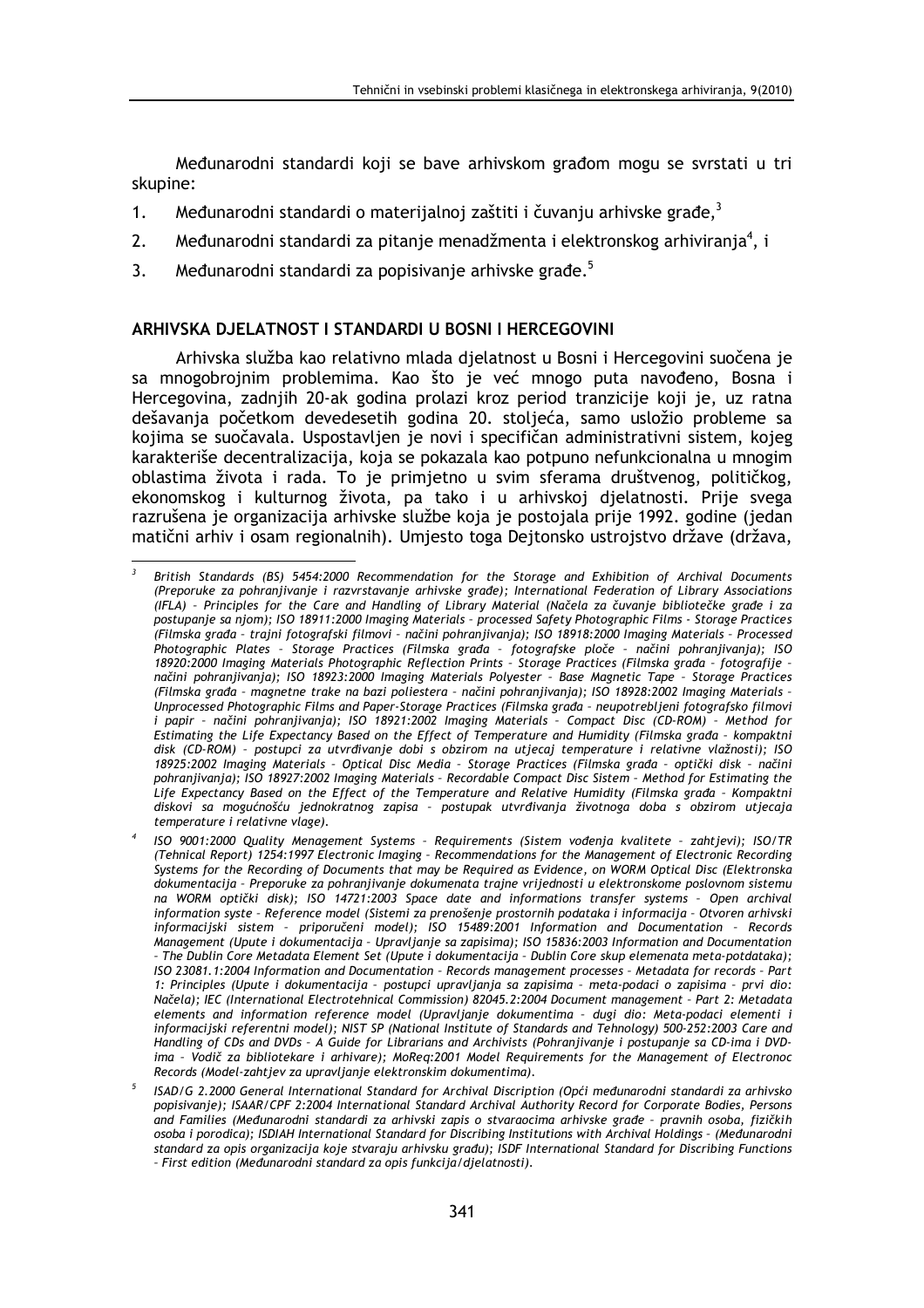Međunarodni standardi koji se bave arhivskom građom mogu se svrstati u tri skupine:

1. Međunarodni standardi o materijalnoj zaštiti i čuvanju arhivske građe,[3]
2. Međunarodni standardi za pitanje menadžmenta i elektronskog arhiviranja[4], i
3. Međunarodni standardi za popisivanje arhivske građe.[5]

## ARHIVSKA DJELATNOST I STANDARDI U BOSNI I HERCEGOVINI

Arhivska služba kao relativno mlada djelatnost u Bosni i Hercegovini suočena je sa mnogobrojnim problemima. Kao što je već mnogo puta navođeno, Bosna i Hercegovina, zadnjih 20-ak godina prolazi kroz period tranzicije koji je, uz ratna dešavanja početkom devedesetih godina 20. stoljeća, samo usložio probleme sa kojima se suočavala. Uspostavljen je novi i specifičan administrativni sistem, kojeg karakteriše decentralizacija, koja se pokazala kao potpuno nefunkcionalna u mnogim oblastima života i rada. To je primjetno u svim sferama društvenog, političkog, ekonomskog i kulturnog života, pa tako i u arhivskoj djelatnosti. Prije svega razrušena je organizacija arhivske službe koja je postojala prije 1992. godine (jedan matični arhiv i osam regionalnih). Umjesto toga Dejtonsko ustrojstvo države (država,

---

[3] *British Standards (BS) 5454:2000 Recommendation for the Storage and Exhibition of Archival Documents (Preporuke za pohranjivanje i razvrstavanje arhivske građe); International Federation of Library Associations (IFLA) – Principles for the Care and Handling of Library Material (Načela za čuvanje bibliotečke građe i za postupanje sa njom); ISO 18911:2000 Imaging Materials – processed Safety Photographic Films - Storage Practices (Filmska građa – trajni fotografski filmovi – načini pohranjivanja); ISO 18918:2000 Imaging Materials – Processed Photographic Plates – Storage Practices (Filmska građa – fotografske ploče – načini pohranjivanja); ISO 18920:2000 Imaging Materials Photographic Reflection Prints - Storage Practices (Filmska građa – fotografije – načini pohranjivanja); ISO 18923:2000 Imaging Materials Polyester – Base Magnetic Tape – Storage Practices (Filmska građa – magnetne trake na bazi poliestera – načini pohranjivanja); ISO 18928:2002 Imaging Materials – Unprocessed Photographic Films and Paper-Storage Practices (Filmska građa – neupotrebljeni fotografsko filmovi i papir – načini pohranjivanja); ISO 18921:2002 Imaging Materials – Compact Disc (CD-ROM) – Method for Estimating the Life Expectancy Based on the Effect of Temperature and Humidity (Filmska građa – kompaktni disk (CD-ROM) – postupci za utvrđivanje dobi s obzirom na utjecaj temperature i relativne vlažnosti); ISO 18925:2002 Imaging Materials – Optical Disc Media – Storage Practices (Filmska građa – optički disk – načini pohranjivanja); ISO 18927:2002 Imaging Materials – Recordable Compact Disc Sistem – Method for Estimating the Life Expectancy Based on the Effect of the Temperature and Relative Humidity (Filmska građa – Kompaktni diskovi sa mogućnošću jednokratnog zapisa – postupak utvrđivanja životnoga doba s obzirom utjecaja temperature i relativne vlage).*

[4] *ISO 9001:2000 Quality Menagement Systems – Requirements (Sistem vođenja kvalitete – zahtjevi); ISO/TR (Tehnical Report) 1254:1997 Electronic Imaging – Recommendations for the Management of Electronic Recording Systems for the Recording of Documents that may be Required as Evidence, on WORM Optical Disc (Elektronska dokumentacija – Preporuke za pohranjivanje dokumenata trajne vrijednosti u elektronskome poslovnom sistemu na WORM optički disk); ISO 14721:2003 Space date and informations transfer systems – Open archival information syste – Reference model (Sistemi za prenošenje prostornih podataka i informacija – Otvoren arhivski informacijski sistem – priporučeni model); ISO 15489:2001 Information and Documentation – Records Management (Upute i dokumentacija – Upravljanje sa zapisima); ISO 15836:2003 Information and Documentation – The Dublin Core Metadata Element Set (Upute i dokumentacija – Dublin Core skup elemenata meta-potdataka); ISO 23081.1:2004 Information and Documentation – Records management processes – Metadata for records – Part 1: Principles (Upute i dokumentacija – postupci upravljanja sa zapisima – meta-podaci o zapisima – prvi dio: Načela); IEC (International Electrotehnical Commission) 82045.2:2004 Document management – Part 2: Metadata elements and information reference model (Upravljanje dokumentima – dugi dio: Meta-podaci elementi i informacijski referentni model); NIST SP (National Institute of Standards and Tehnology) 500-252:2003 Care and Handling of CDs and DVDs – A Guide for Librarians and Archivists (Pohranjivanje i postupanje sa CD-ima i DVD-ima – Vodič za bibliotekare i arhivare); MoReq:2001 Model Requirements for the Management of Electronoc Records (Model-zahtjev za upravljanje elektronskim dokumentima).*

[5] *ISAD/G 2.2000 General International Standard for Archival Discription (Opći međunarodni standardi za arhivsko popisivanje); ISAAR/CPF 2:2004 International Standard Archival Authority Record for Corporate Bodies, Persons and Families (Međunarodni standardi za arhivski zapis o stvaraocima arhivske građe – pravnih osoba, fizičkih osoba i porodica); ISDIAH International Standard for Discribing Institutions with Archival Holdings – (Međunarodni standard za opis organizacija koje stvaraju arhivsku građu); ISDF International Standard for Discribing Functions – First edition (Međunarodni standard za opis funkcija/djelatnosti).*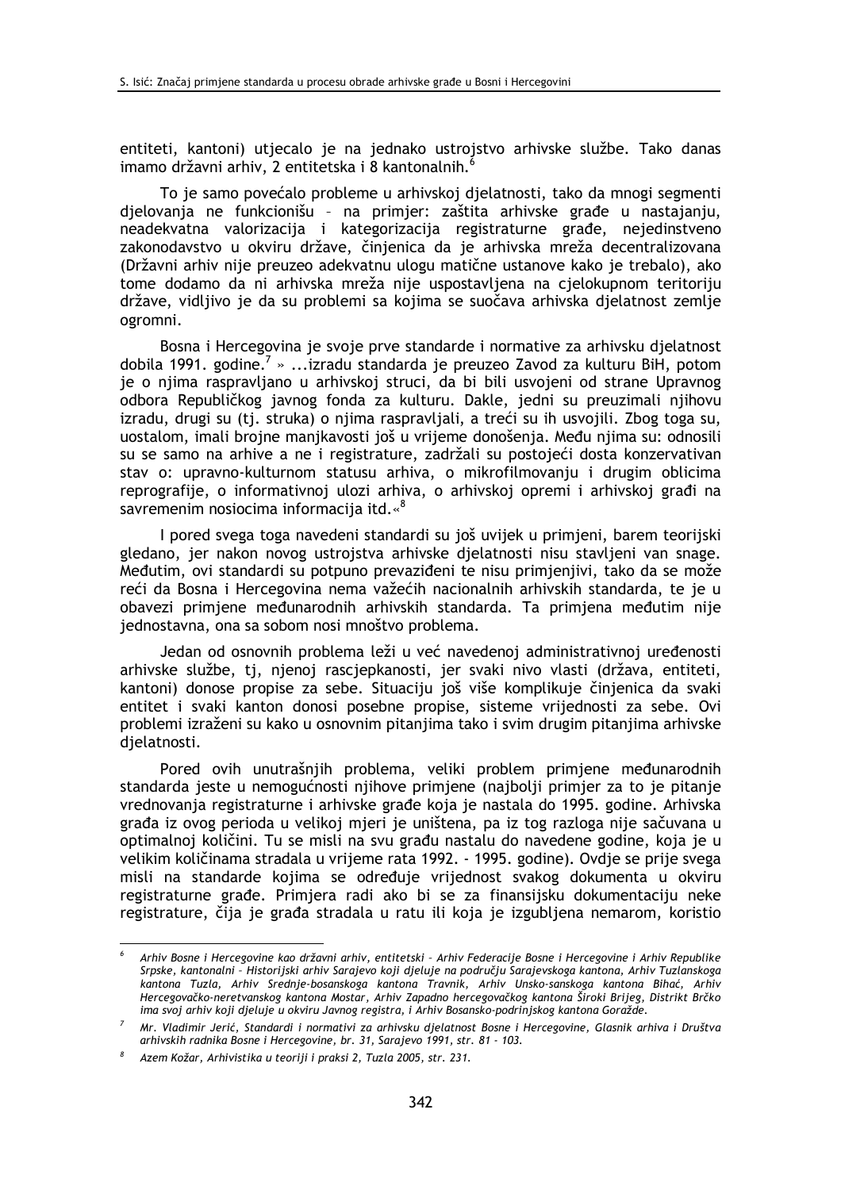entiteti, kantoni) utjecalo je na jednako ustrojstvo arhivske službe. Tako danas imamo državni arhiv, 2 entitetska i 8 kantonalnih.[6]

To je samo povećalo probleme u arhivskoj djelatnosti, tako da mnogi segmenti djelovanja ne funkcionišu – na primjer: zaštita arhivske građe u nastajanju, neadekvatna valorizacija i kategorizacija registraturne građe, nejedinstveno zakonodavstvo u okviru države, činjenica da je arhivska mreža decentralizovana (Državni arhiv nije preuzeo adekvatnu ulogu matične ustanove kako je trebalo), ako tome dodamo da ni arhivska mreža nije uspostavljena na cjelokupnom teritoriju države, vidljivo je da su problemi sa kojima se suočava arhivska djelatnost zemlje ogromni.

Bosna i Hercegovina je svoje prve standarde i normative za arhivsku djelatnost dobila 1991. godine.[7] » ...izradu standarda je preuzeo Zavod za kulturu BiH, potom je o njima raspravljano u arhivskoj struci, da bi bili usvojeni od strane Upravnog odbora Republičkog javnog fonda za kulturu. Dakle, jedni su preuzimali njihovu izradu, drugi su (tj. struka) o njima raspravljali, a treći su ih usvojili. Zbog toga su, uostalom, imali brojne manjkavosti još u vrijeme donošenja. Među njima su: odnosili su se samo na arhive a ne i registrature, zadržali su postojeći dosta konzervativan stav o: upravno-kulturnom statusu arhiva, o mikrofilmovanju i drugim oblicima reprografije, o informativnoj ulozi arhiva, o arhivskoj opremi i arhivskoj građi na savremenim nosiocima informacija itd.«[8]

I pored svega toga navedeni standardi su još uvijek u primjeni, barem teorijski gledano, jer nakon novog ustrojstva arhivske djelatnosti nisu stavljeni van snage. Međutim, ovi standardi su potpuno prevaziđeni te nisu primjenjivi, tako da se može reći da Bosna i Hercegovina nema važećih nacionalnih arhivskih standarda, te je u obavezi primjene međunarodnih arhivskih standarda. Ta primjena međutim nije jednostavna, ona sa sobom nosi mnoštvo problema.

Jedan od osnovnih problema leži u već navedenoj administrativnoj uređenosti arhivske službe, tj, njenoj rascjepkanosti, jer svaki nivo vlasti (država, entiteti, kantoni) donose propise za sebe. Situaciju još više komplikuje činjenica da svaki entitet i svaki kanton donosi posebne propise, sisteme vrijednosti za sebe. Ovi problemi izraženi su kako u osnovnim pitanjima tako i svim drugim pitanjima arhivske djelatnosti.

Pored ovih unutrašnjih problema, veliki problem primjene međunarodnih standarda jeste u nemogućnosti njihove primjene (najbolji primjer za to je pitanje vrednovanja registraturne i arhivske građe koja je nastala do 1995. godine. Arhivska građa iz ovog perioda u velikoj mjeri je uništena, pa iz tog razloga nije sačuvana u optimalnoj količini. Tu se misli na svu građu nastalu do navedene godine, koja je u velikim količinama stradala u vrijeme rata 1992. - 1995. godine). Ovdje se prije svega misli na standarde kojima se određuje vrijednost svakog dokumenta u okviru registraturne građe. Primjera radi ako bi se za finansijsku dokumentaciju neke registrature, čija je građa stradala u ratu ili koja je izgubljena nemarom, koristio

---

[6] *Arhiv Bosne i Hercegovine kao državni arhiv, entitetski – Arhiv Federacije Bosne i Hercegovine i Arhiv Republike Srpske, kantonalni – Historijski arhiv Sarajevo koji djeluje na području Sarajevskoga kantona, Arhiv Tuzlanskoga kantona Tuzla, Arhiv Srednje-bosanskoga kantona Travnik, Arhiv Unsko-sanskoga kantona Bihać, Arhiv Hercegovačko-neretvanskog kantona Mostar, Arhiv Zapadno hercegovačkog kantona Široki Brijeg, Distrikt Brčko ima svoj arhiv koji djeluje u okviru Javnog registra, i Arhiv Bosansko-podrinjskog kantona Goražde.*

[7] *Mr. Vladimir Jerić, Standardi i normativi za arhivsku djelatnost Bosne i Hercegovine, Glasnik arhiva i Društva arhivskih radnika Bosne i Hercegovine, br. 31, Sarajevo 1991, str. 81 - 103.*

[8] *Azem Kožar, Arhivistika u teoriji i praksi 2, Tuzla 2005, str. 231.*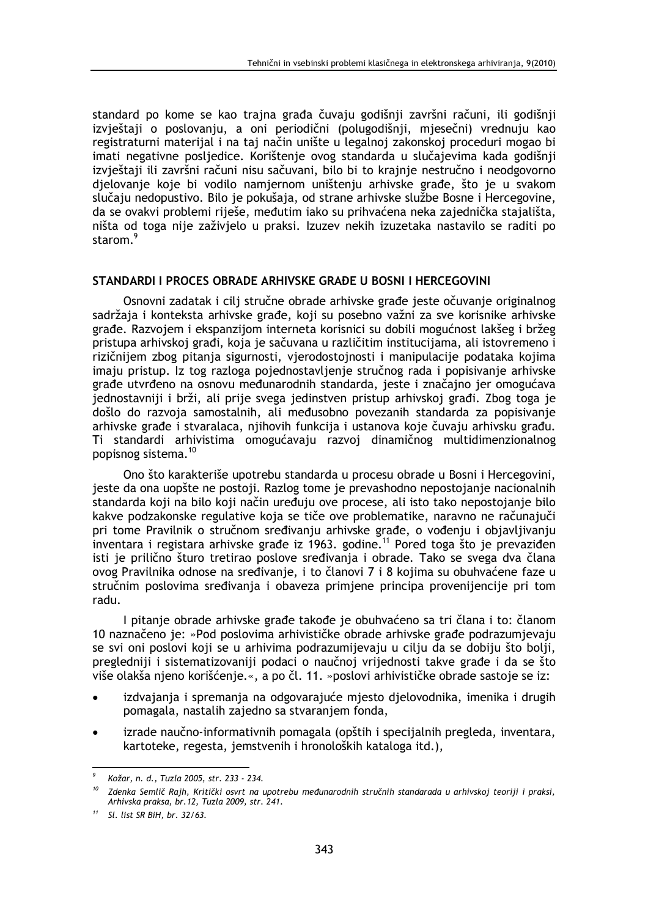standard po kome se kao trajna građa čuvaju godišnji završni računi, ili godišnji izvještaji o poslovanju, a oni periodični (polugodišnji, mjesečni) vrednuju kao registraturni materijal i na taj način unište u legalnoj zakonskoj proceduri mogao bi imati negativne posljedice. Korištenje ovog standarda u slučajevima kada godišnji izvještaji ili završni računi nisu sačuvani, bilo bi to krajnje nestručno i neodgovorno djelovanje koje bi vodilo namjernom uništenju arhivske građe, što je u svakom slučaju nedopustivo. Bilo je pokušaja, od strane arhivske službe Bosne i Hercegovine, da se ovakvi problemi riješe, međutim iako su prihvaćena neka zajednička stajališta, ništa od toga nije zaživjelo u praksi. Izuzev nekih izuzetaka nastavilo se raditi po starom.[9]

## STANDARDI I PROCES OBRADE ARHIVSKE GRAĐE U BOSNI I HERCEGOVINI

Osnovni zadatak i cilj stručne obrade arhivske građe jeste očuvanje originalnog sadržaja i konteksta arhivske građe, koji su posebno važni za sve korisnike arhivske građe. Razvojem i ekspanzijom interneta korisnici su dobili mogućnost lakšeg i bržeg pristupa arhivskoj građi, koja je sačuvana u različitim institucijama, ali istovremeno i rizičnijem zbog pitanja sigurnosti, vjerodostojnosti i manipulacije podataka kojima imaju pristup. Iz tog razloga pojednostavljenje stručnog rada i popisivanje arhivske građe utvrđeno na osnovu međunarodnih standarda, jeste i značajno jer omogućava jednostavniji i brži, ali prije svega jedinstven pristup arhivskoj građi. Zbog toga je došlo do razvoja samostalnih, ali međusobno povezanih standarda za popisivanje arhivske građe i stvaralaca, njihovih funkcija i ustanova koje čuvaju arhivsku građu. Ti standardi arhivistima omogućavaju razvoj dinamičnog multidimenzionalnog popisnog sistema.[10]

Ono što karakteriše upotrebu standarda u procesu obrade u Bosni i Hercegovini, jeste da ona uopšte ne postoji. Razlog tome je prevashodno nepostojanje nacionalnih standarda koji na bilo koji način uređuju ove procese, ali isto tako nepostojanje bilo kakve podzakonske regulative koja se tiče ove problematike, naravno ne računajući pri tome Pravilnik o stručnom sređivanju arhivske građe, o vođenju i objavljivanju inventara i registara arhivske građe iz 1963. godine.[11] Pored toga što je prevaziđen isti je prilično šturo tretirao poslove sređivanja i obrade. Tako se svega dva člana ovog Pravilnika odnose na sređivanje, i to članovi 7 i 8 kojima su obuhvaćene faze u stručnim poslovima sređivanja i obaveza primjene principa provenijencije pri tom radu.

I pitanje obrade arhivske građe takođe je obuhvaćeno sa tri člana i to: članom 10 naznačeno je: »Pod poslovima arhivističke obrade arhivske građe podrazumjevaju se svi oni poslovi koji se u arhivima podrazumijevaju u cilju da se dobiju što bolji, pregledniji i sistematizovaniji podaci o naučnoj vrijednosti takve građe i da se što više olakša njeno korišćenje.«, a po čl. 11. »poslovi arhivističke obrade sastoje se iz:

- izdvajanja i spremanja na odgovarajuće mjesto djelovodnika, imenika i drugih pomagala, nastalih zajedno sa stvaranjem fonda,
- izrade naučno-informativnih pomagala (opštih i specijalnih pregleda, inventara, kartoteke, regesta, jemstvenih i hronoloških kataloga itd.),

---

[9] *Kožar, n. d., Tuzla 2005, str. 233 - 234.*

[10] *Zdenka Semlič Rajh, Kritički osvrt na upotrebu međunarodnih stručnih standarada u arhivskoj teoriji i praksi, Arhivska praksa, br.12, Tuzla 2009, str. 241.*

[11] *Sl. list SR BiH, br. 32/63.*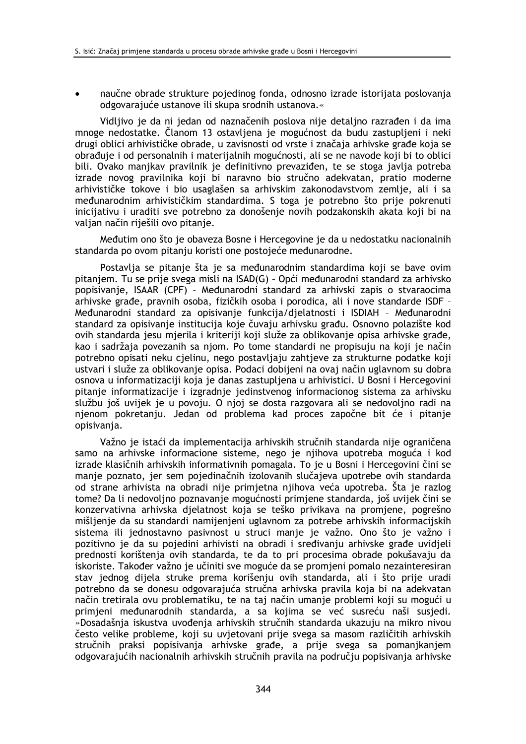- naučne obrade strukture pojedinog fonda, odnosno izrade istorijata poslovanja odgovarajuće ustanove ili skupa srodnih ustanova.«

Vidljivo je da ni jedan od naznačenih poslova nije detaljno razrađen i da ima mnoge nedostatke. Članom 13 ostavljena je mogućnost da budu zastupljeni i neki drugi oblici arhivističke obrade, u zavisnosti od vrste i značaja arhivske građe koja se obrađuje i od personalnih i materijalnih mogućnosti, ali se ne navode koji bi to oblici bili. Ovako manjkav pravilnik je definitivno prevaziđen, te se stoga javlja potreba izrade novog pravilnika koji bi naravno bio stručno adekvatan, pratio moderne arhivističke tokove i bio usaglašen sa arhivskim zakonodavstvom zemlje, ali i sa međunarodnim arhivističkim standardima. S toga je potrebno što prije pokrenuti inicijativu i uraditi sve potrebno za donošenje novih podzakonskih akata koji bi na valjan način riješili ovo pitanje.

Međutim ono što je obaveza Bosne i Hercegovine je da u nedostatku nacionalnih standarda po ovom pitanju koristi one postojeće međunarodne.

Postavlja se pitanje šta je sa međunarodnim standardima koji se bave ovim pitanjem. Tu se prije svega misli na ISAD(G) – Opći međunarodni standard za arhivsko popisivanje, ISAAR (CPF) – Međunarodni standard za arhivski zapis o stvaraocima arhivske građe, pravnih osoba, fizičkih osoba i porodica, ali i nove standarde ISDF – Međunarodni standard za opisivanje funkcija/djelatnosti i ISDIAH – Međunarodni standard za opisivanje institucija koje čuvaju arhivsku građu. Osnovno polazište kod ovih standarda jesu mjerila i kriteriji koji služe za oblikovanje opisa arhivske građe, kao i sadržaja povezanih sa njom. Po tome standardi ne propisuju na koji je način potrebno opisati neku cjelinu, nego postavljaju zahtjeve za strukturne podatke koji ustvari i služe za oblikovanje opisa. Podaci dobijeni na ovaj način uglavnom su dobra osnova u informatizaciji koja je danas zastupljena u arhivistici. U Bosni i Hercegovini pitanje informatizacije i izgradnje jedinstvenog informacionog sistema za arhivsku službu još uvijek je u povoju. O njoj se dosta razgovara ali se nedovoljno radi na njenom pokretanju. Jedan od problema kad proces započne bit će i pitanje opisivanja.

Važno je istaći da implementacija arhivskih stručnih standarda nije ograničena samo na arhivske informacione sisteme, nego je njihova upotreba moguća i kod izrade klasičnih arhivskih informativnih pomagala. To je u Bosni i Hercegovini čini se manje poznato, jer sem pojedinačnih izolovanih slučajeva upotrebe ovih standarda od strane arhivista na obradi nije primjetna njihova veća upotreba. Šta je razlog tome? Da li nedovoljno poznavanje mogućnosti primjene standarda, još uvijek čini se konzervativna arhivska djelatnost koja se teško privikava na promjene, pogrešno mišljenje da su standardi namijenjeni uglavnom za potrebe arhivskih informacijskih sistema ili jednostavno pasivnost u struci manje je važno. Ono što je važno i pozitivno je da su pojedini arhivisti na obradi i sređivanju arhivske građe uvidjeli prednosti korištenja ovih standarda, te da to pri procesima obrade pokušavaju da iskoriste. Također važno je učiniti sve moguće da se promjeni pomalo nezainteresiran stav jednog dijela struke prema korišenju ovih standarda, ali i što prije uradi potrebno da se donesu odgovarajuća stručna arhivska pravila koja bi na adekvatan način tretirala ovu problematiku, te na taj način umanje problemi koji su mogući u primjeni međunarodnih standarda, a sa kojima se već susreću naši susjedi. »Dosadašnja iskustva uvođenja arhivskih stručnih standarda ukazuju na mikro nivou često velike probleme, koji su uvjetovani prije svega sa masom različitih arhivskih stručnih praksi popisivanja arhivske građe, a prije svega sa pomanjkanjem odgovarajućih nacionalnih arhivskih stručnih pravila na području popisivanja arhivske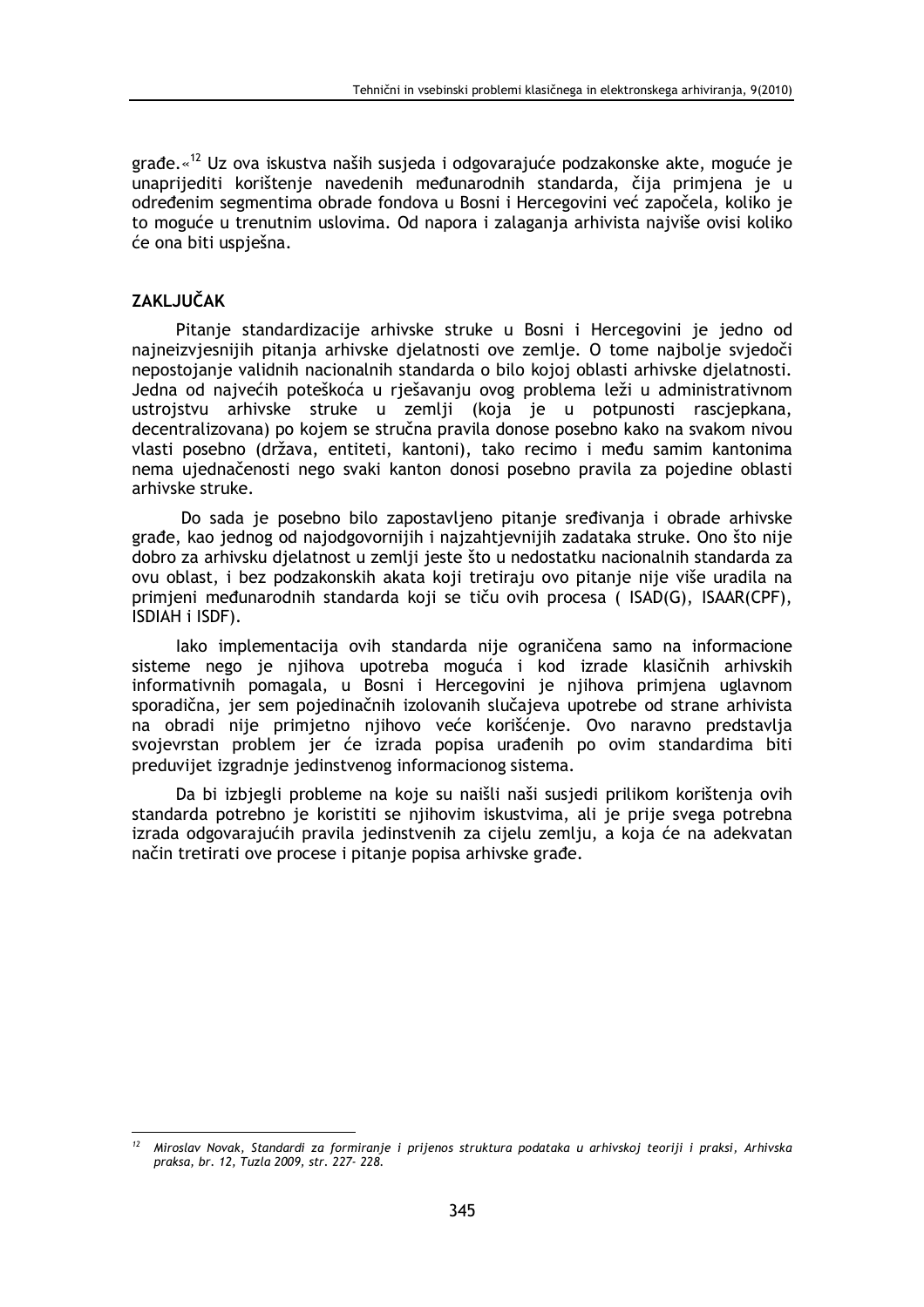građe.«[12] Uz ova iskustva naših susjeda i odgovarajuće podzakonske akte, moguće je unaprijediti korištenje navedenih međunarodnih standarda, čija primjena je u određenim segmentima obrade fondova u Bosni i Hercegovini već započela, koliko je to moguće u trenutnim uslovima. Od napora i zalaganja arhivista najviše ovisi koliko će ona biti uspješna.

## ZAKLJUČAK

Pitanje standardizacije arhivske struke u Bosni i Hercegovini je jedno od najneizvjesnijih pitanja arhivske djelatnosti ove zemlje. O tome najbolje svjedoči nepostojanje validnih nacionalnih standarda o bilo kojoj oblasti arhivske djelatnosti. Jedna od najvećih poteškoća u rješavanju ovog problema leži u administrativnom ustrojstvu arhivske struke u zemlji (koja je u potpunosti rascjepkana, decentralizovana) po kojem se stručna pravila donose posebno kako na svakom nivou vlasti posebno (država, entiteti, kantoni), tako recimo i među samim kantonima nema ujednačenosti nego svaki kanton donosi posebno pravila za pojedine oblasti arhivske struke.

Do sada je posebno bilo zapostavljeno pitanje sređivanja i obrade arhivske građe, kao jednog od najodgovornijih i najzahtjevnijih zadataka struke. Ono što nije dobro za arhivsku djelatnost u zemlji jeste što u nedostatku nacionalnih standarda za ovu oblast, i bez podzakonskih akata koji tretiraju ovo pitanje nije više uradila na primjeni međunarodnih standarda koji se tiču ovih procesa ( ISAD(G), ISAAR(CPF), ISDIAH i ISDF).

Iako implementacija ovih standarda nije ograničena samo na informacione sisteme nego je njihova upotreba moguća i kod izrade klasičnih arhivskih informativnih pomagala, u Bosni i Hercegovini je njihova primjena uglavnom sporadična, jer sem pojedinačnih izolovanih slučajeva upotrebe od strane arhivista na obradi nije primjetno njihovo veće korišćenje. Ovo naravno predstavlja svojevrstan problem jer će izrada popisa urađenih po ovim standardima biti preduvijet izgradnje jedinstvenog informacionog sistema.

Da bi izbjegli probleme na koje su naišli naši susjedi prilikom korištenja ovih standarda potrebno je koristiti se njihovim iskustvima, ali je prije svega potrebna izrada odgovarajućih pravila jedinstvenih za cijelu zemlju, a koja će na adekvatan način tretirati ove procese i pitanje popisa arhivske građe.

---

[12] *Miroslav Novak, Standardi za formiranje i prijenos struktura podataka u arhivskoj teoriji i praksi, Arhivska praksa, br. 12, Tuzla 2009, str. 227- 228.*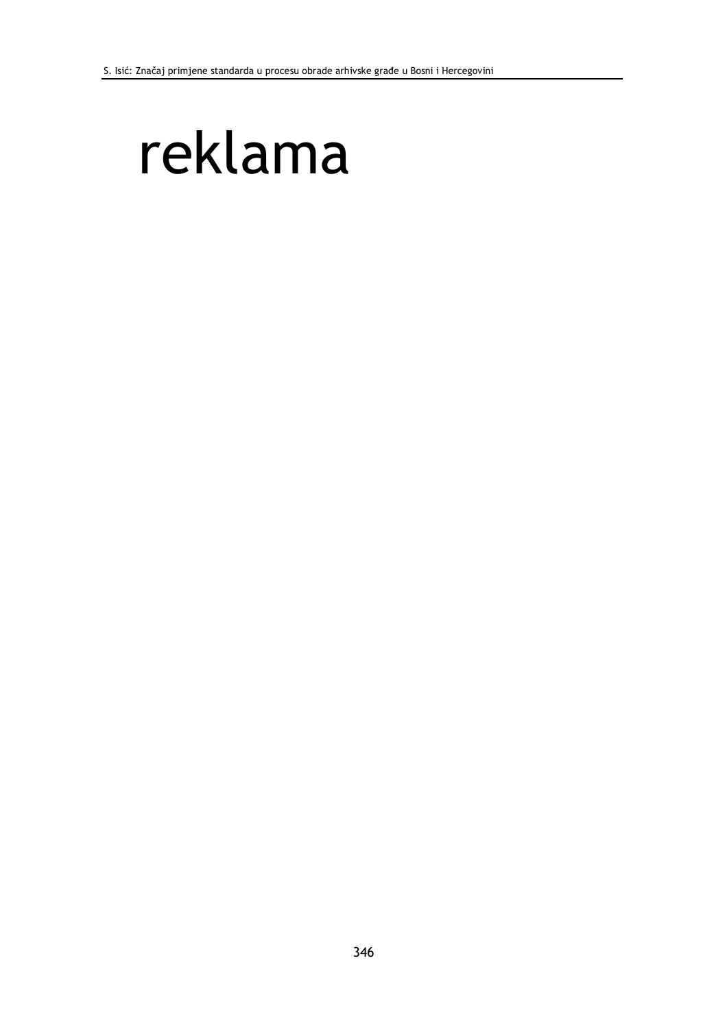reklama